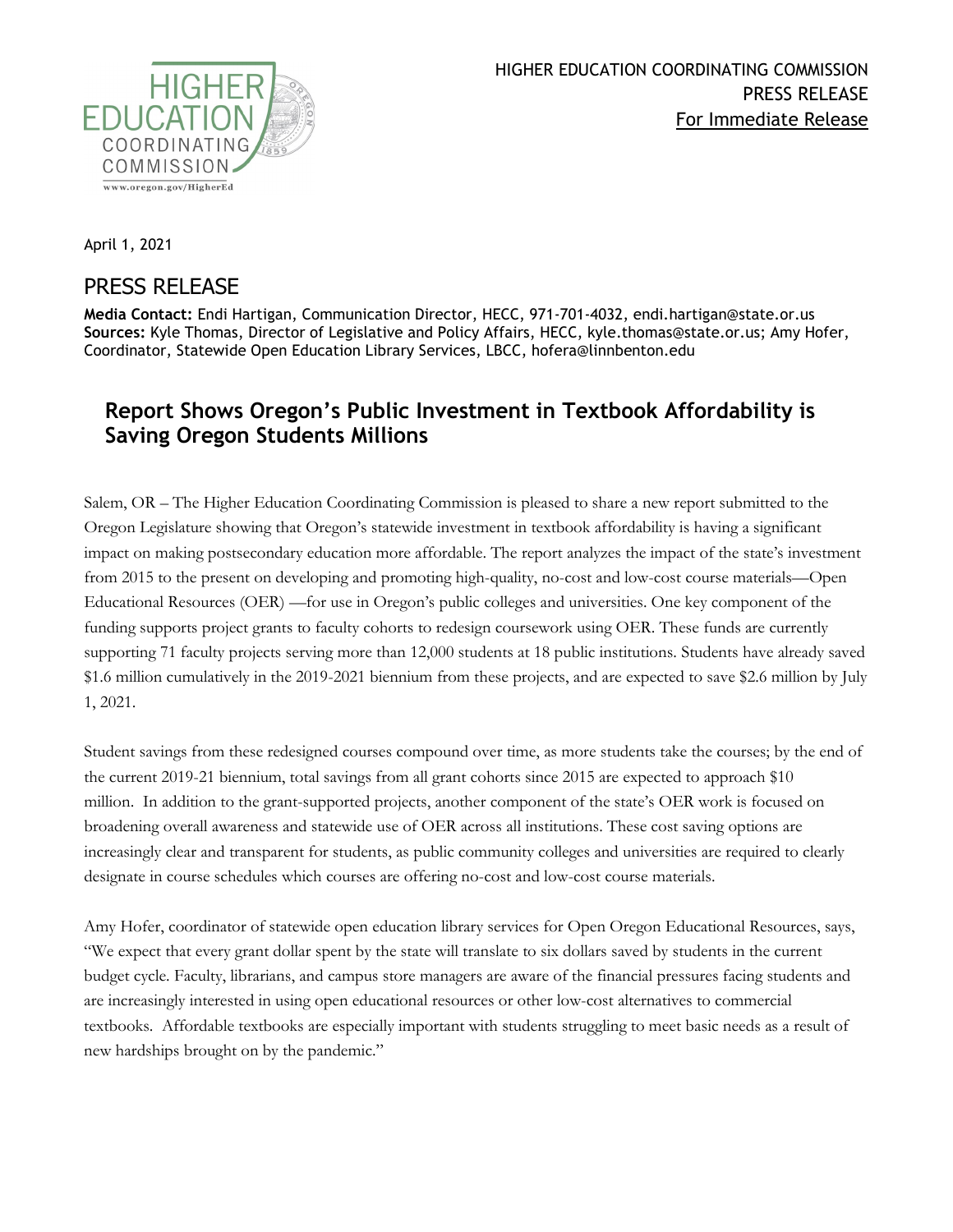HIGHER EDUCATION COORDINATING COMMISSION
PRESS RELEASE
For Immediate Release

April 1, 2021

# PRESS RELEASE

**Media Contact:** Endi Hartigan, Communication Director, HECC, 971-701-4032, endi.hartigan@state.or.us
**Sources:** Kyle Thomas, Director of Legislative and Policy Affairs, HECC, kyle.thomas@state.or.us; Amy Hofer, Coordinator, Statewide Open Education Library Services, LBCC, hofera@linnbenton.edu

## Report Shows Oregon's Public Investment in Textbook Affordability is Saving Oregon Students Millions

Salem, OR – The Higher Education Coordinating Commission is pleased to share a new report submitted to the Oregon Legislature showing that Oregon's statewide investment in textbook affordability is having a significant impact on making postsecondary education more affordable. The report analyzes the impact of the state's investment from 2015 to the present on developing and promoting high-quality, no-cost and low-cost course materials—Open Educational Resources (OER) —for use in Oregon's public colleges and universities. One key component of the funding supports project grants to faculty cohorts to redesign coursework using OER. These funds are currently supporting 71 faculty projects serving more than 12,000 students at 18 public institutions. Students have already saved $1.6 million cumulatively in the 2019-2021 biennium from these projects, and are expected to save $2.6 million by July 1, 2021.

Student savings from these redesigned courses compound over time, as more students take the courses; by the end of the current 2019-21 biennium, total savings from all grant cohorts since 2015 are expected to approach $10 million. In addition to the grant-supported projects, another component of the state's OER work is focused on broadening overall awareness and statewide use of OER across all institutions. These cost saving options are increasingly clear and transparent for students, as public community colleges and universities are required to clearly designate in course schedules which courses are offering no-cost and low-cost course materials.

Amy Hofer, coordinator of statewide open education library services for Open Oregon Educational Resources, says, "We expect that every grant dollar spent by the state will translate to six dollars saved by students in the current budget cycle. Faculty, librarians, and campus store managers are aware of the financial pressures facing students and are increasingly interested in using open educational resources or other low-cost alternatives to commercial textbooks. Affordable textbooks are especially important with students struggling to meet basic needs as a result of new hardships brought on by the pandemic."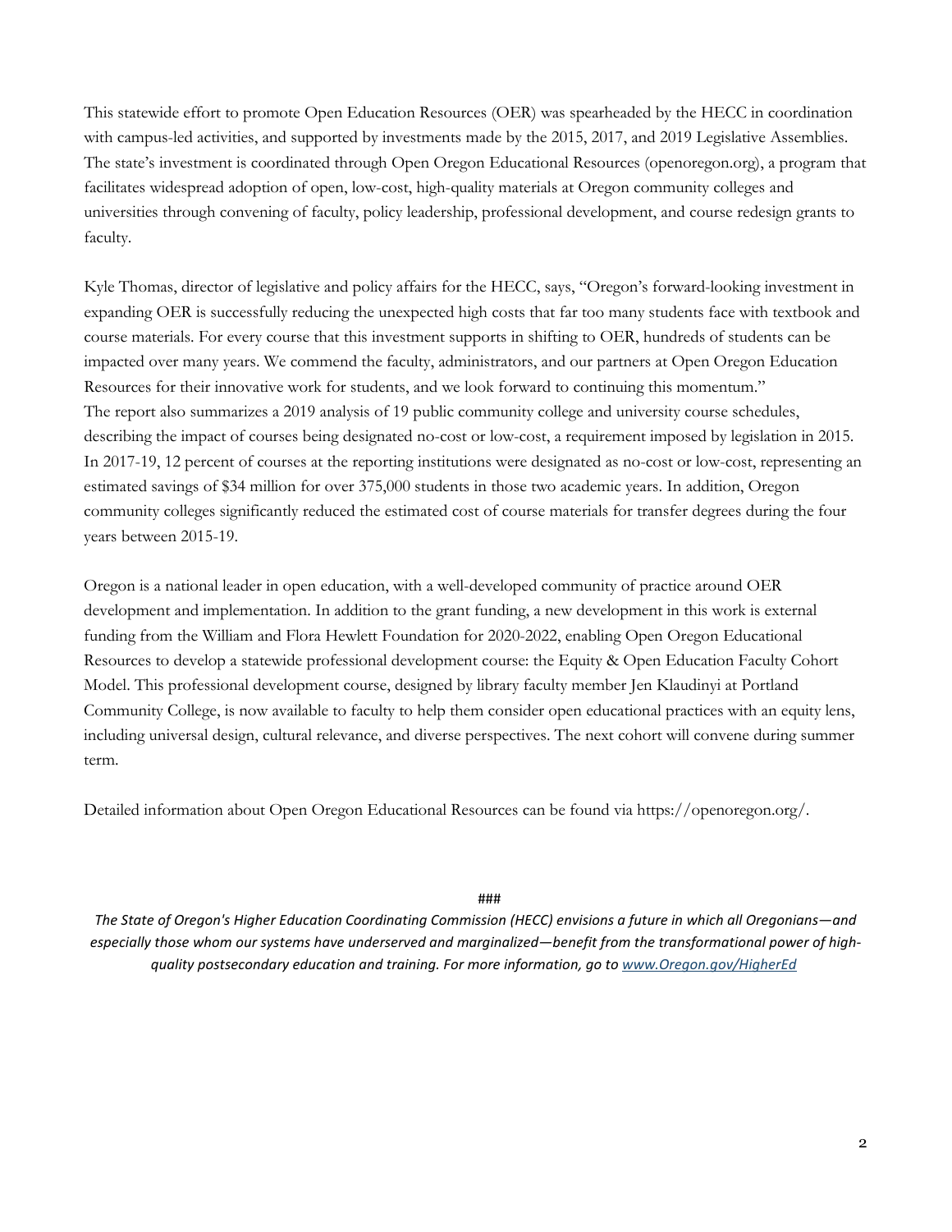This statewide effort to promote Open Education Resources (OER) was spearheaded by the HECC in coordination with campus-led activities, and supported by investments made by the 2015, 2017, and 2019 Legislative Assemblies. The state's investment is coordinated through Open Oregon Educational Resources (openoregon.org), a program that facilitates widespread adoption of open, low-cost, high-quality materials at Oregon community colleges and universities through convening of faculty, policy leadership, professional development, and course redesign grants to faculty.

Kyle Thomas, director of legislative and policy affairs for the HECC, says, "Oregon's forward-looking investment in expanding OER is successfully reducing the unexpected high costs that far too many students face with textbook and course materials. For every course that this investment supports in shifting to OER, hundreds of students can be impacted over many years. We commend the faculty, administrators, and our partners at Open Oregon Education Resources for their innovative work for students, and we look forward to continuing this momentum."

The report also summarizes a 2019 analysis of 19 public community college and university course schedules, describing the impact of courses being designated no-cost or low-cost, a requirement imposed by legislation in 2015. In 2017-19, 12 percent of courses at the reporting institutions were designated as no-cost or low-cost, representing an estimated savings of $34 million for over 375,000 students in those two academic years. In addition, Oregon community colleges significantly reduced the estimated cost of course materials for transfer degrees during the four years between 2015-19.

Oregon is a national leader in open education, with a well-developed community of practice around OER development and implementation. In addition to the grant funding, a new development in this work is external funding from the William and Flora Hewlett Foundation for 2020-2022, enabling Open Oregon Educational Resources to develop a statewide professional development course: the Equity & Open Education Faculty Cohort Model. This professional development course, designed by library faculty member Jen Klaudinyi at Portland Community College, is now available to faculty to help them consider open educational practices with an equity lens, including universal design, cultural relevance, and diverse perspectives. The next cohort will convene during summer term.

Detailed information about Open Oregon Educational Resources can be found via https://openoregon.org/.

###

*The State of Oregon's Higher Education Coordinating Commission (HECC) envisions a future in which all Oregonians—and especially those whom our systems have underserved and marginalized—benefit from the transformational power of high-quality postsecondary education and training. For more information, go to [www.Oregon.gov/HigherEd](www.Oregon.gov/HigherEd)*